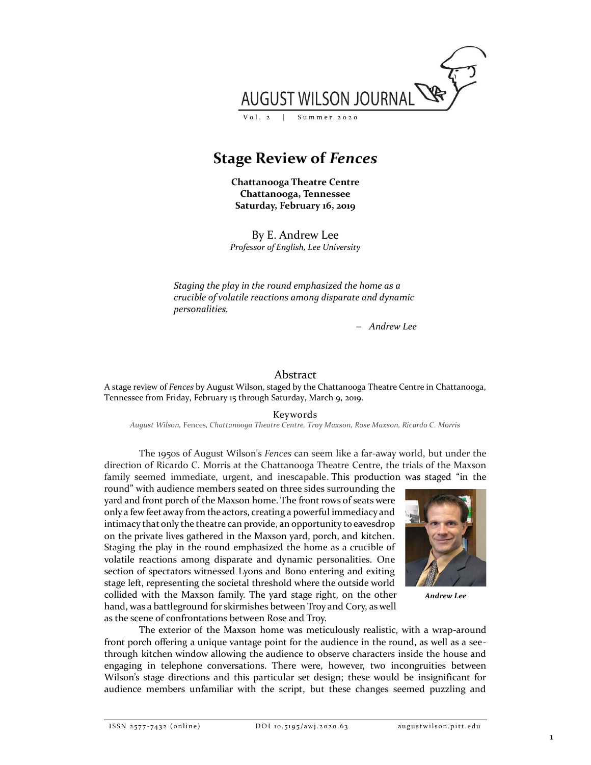# Stage Review of *Fences*

**Chattanooga Theatre Centre**
**Chattanooga, Tennessee**
**Saturday, February 16, 2019**

By E. Andrew Lee
*Professor of English, Lee University*

> *Staging the play in the round emphasized the home as a crucible of volatile reactions among disparate and dynamic personalities.*
>
> – *Andrew Lee*

## Abstract

A stage review of *Fences* by August Wilson, staged by the Chattanooga Theatre Centre in Chattanooga, Tennessee from Friday, February 15 through Saturday, March 9, 2019.

## Keywords

*August Wilson,* Fences, *Chattanooga Theatre Centre, Troy Maxson, Rose Maxson, Ricardo C. Morris*

The 1950s of August Wilson's *Fences* can seem like a far-away world, but under the direction of Ricardo C. Morris at the Chattanooga Theatre Centre, the trials of the Maxson family seemed immediate, urgent, and inescapable. This production was staged "in the round" with audience members seated on three sides surrounding the yard and front porch of the Maxson home. The front rows of seats were only a few feet away from the actors, creating a powerful immediacy and intimacy that only the theatre can provide, an opportunity to eavesdrop on the private lives gathered in the Maxson yard, porch, and kitchen. Staging the play in the round emphasized the home as a crucible of volatile reactions among disparate and dynamic personalities. One section of spectators witnessed Lyons and Bono entering and exiting stage left, representing the societal threshold where the outside world collided with the Maxson family. The yard stage right, on the other hand, was a battleground for skirmishes between Troy and Cory, as well as the scene of confrontations between Rose and Troy.

***Andrew Lee***

The exterior of the Maxson home was meticulously realistic, with a wrap-around front porch offering a unique vantage point for the audience in the round, as well as a see-through kitchen window allowing the audience to observe characters inside the house and engaging in telephone conversations. There were, however, two incongruities between Wilson's stage directions and this particular set design; these would be insignificant for audience members unfamiliar with the script, but these changes seemed puzzling and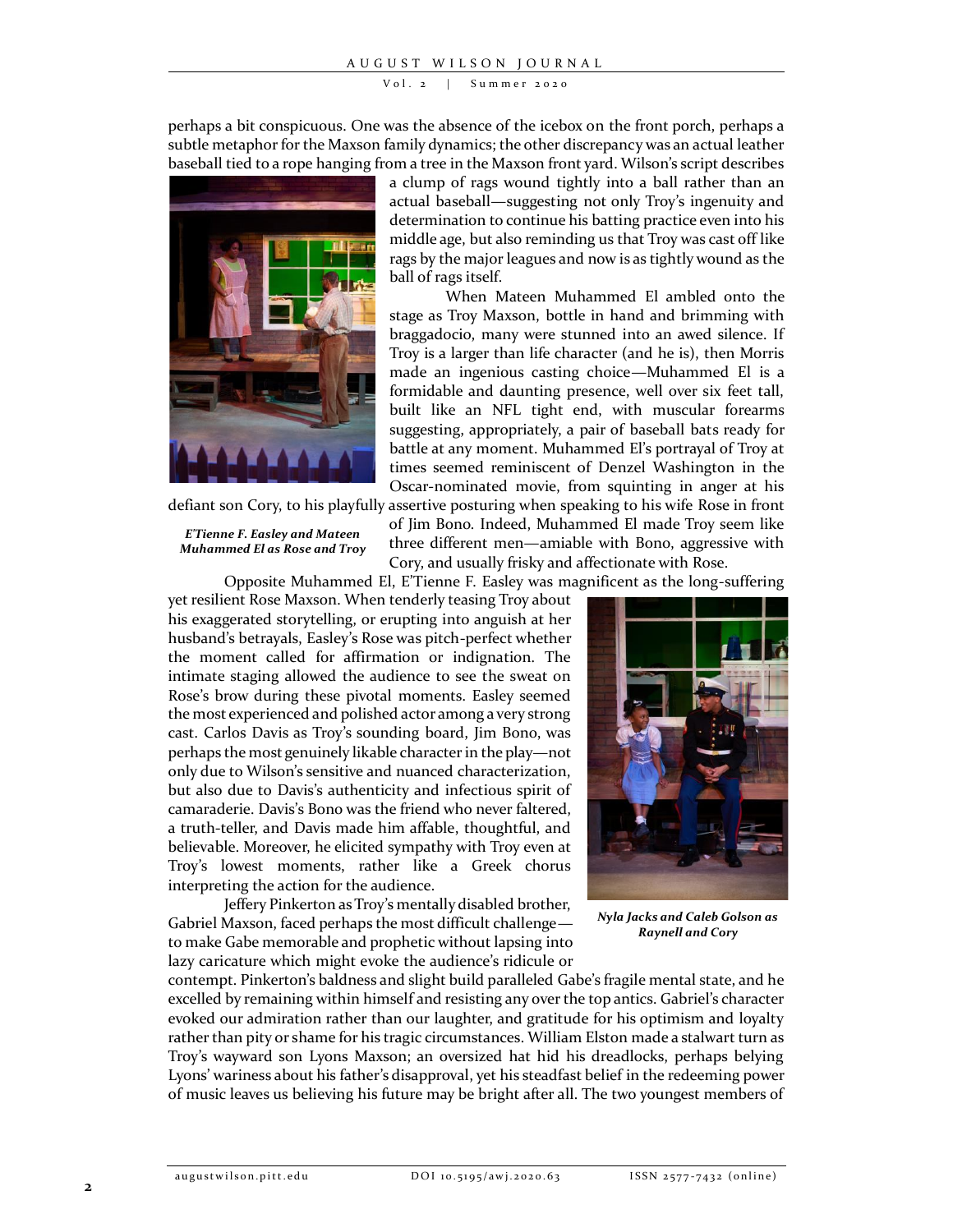perhaps a bit conspicuous. One was the absence of the icebox on the front porch, perhaps a subtle metaphor for the Maxson family dynamics; the other discrepancy was an actual leather baseball tied to a rope hanging from a tree in the Maxson front yard. Wilson's script describes a clump of rags wound tightly into a ball rather than an actual baseball—suggesting not only Troy's ingenuity and determination to continue his batting practice even into his middle age, but also reminding us that Troy was cast off like rags by the major leagues and now is as tightly wound as the ball of rags itself.

*E'Tienne F. Easley and Mateen Muhammed El as Rose and Troy*

When Mateen Muhammed El ambled onto the stage as Troy Maxson, bottle in hand and brimming with braggadocio, many were stunned into an awed silence. If Troy is a larger than life character (and he is), then Morris made an ingenious casting choice—Muhammed El is a formidable and daunting presence, well over six feet tall, built like an NFL tight end, with muscular forearms suggesting, appropriately, a pair of baseball bats ready for battle at any moment. Muhammed El's portrayal of Troy at times seemed reminiscent of Denzel Washington in the Oscar-nominated movie, from squinting in anger at his defiant son Cory, to his playfully assertive posturing when speaking to his wife Rose in front of Jim Bono. Indeed, Muhammed El made Troy seem like three different men—amiable with Bono, aggressive with Cory, and usually frisky and affectionate with Rose.

Opposite Muhammed El, E'Tienne F. Easley was magnificent as the long-suffering yet resilient Rose Maxson. When tenderly teasing Troy about his exaggerated storytelling, or erupting into anguish at her husband's betrayals, Easley's Rose was pitch-perfect whether the moment called for affirmation or indignation. The intimate staging allowed the audience to see the sweat on Rose's brow during these pivotal moments. Easley seemed the most experienced and polished actor among a very strong cast. Carlos Davis as Troy's sounding board, Jim Bono, was perhaps the most genuinely likable character in the play—not only due to Wilson's sensitive and nuanced characterization, but also due to Davis's authenticity and infectious spirit of camaraderie. Davis's Bono was the friend who never faltered, a truth-teller, and Davis made him affable, thoughtful, and believable. Moreover, he elicited sympathy with Troy even at Troy's lowest moments, rather like a Greek chorus interpreting the action for the audience.

*Nyla Jacks and Caleb Golson as Raynell and Cory*

Jeffery Pinkerton as Troy's mentally disabled brother, Gabriel Maxson, faced perhaps the most difficult challenge—to make Gabe memorable and prophetic without lapsing into lazy caricature which might evoke the audience's ridicule or contempt. Pinkerton's baldness and slight build paralleled Gabe's fragile mental state, and he excelled by remaining within himself and resisting any over the top antics. Gabriel's character evoked our admiration rather than our laughter, and gratitude for his optimism and loyalty rather than pity or shame for his tragic circumstances. William Elston made a stalwart turn as Troy's wayward son Lyons Maxson; an oversized hat hid his dreadlocks, perhaps belying Lyons' wariness about his father's disapproval, yet his steadfast belief in the redeeming power of music leaves us believing his future may be bright after all. The two youngest members of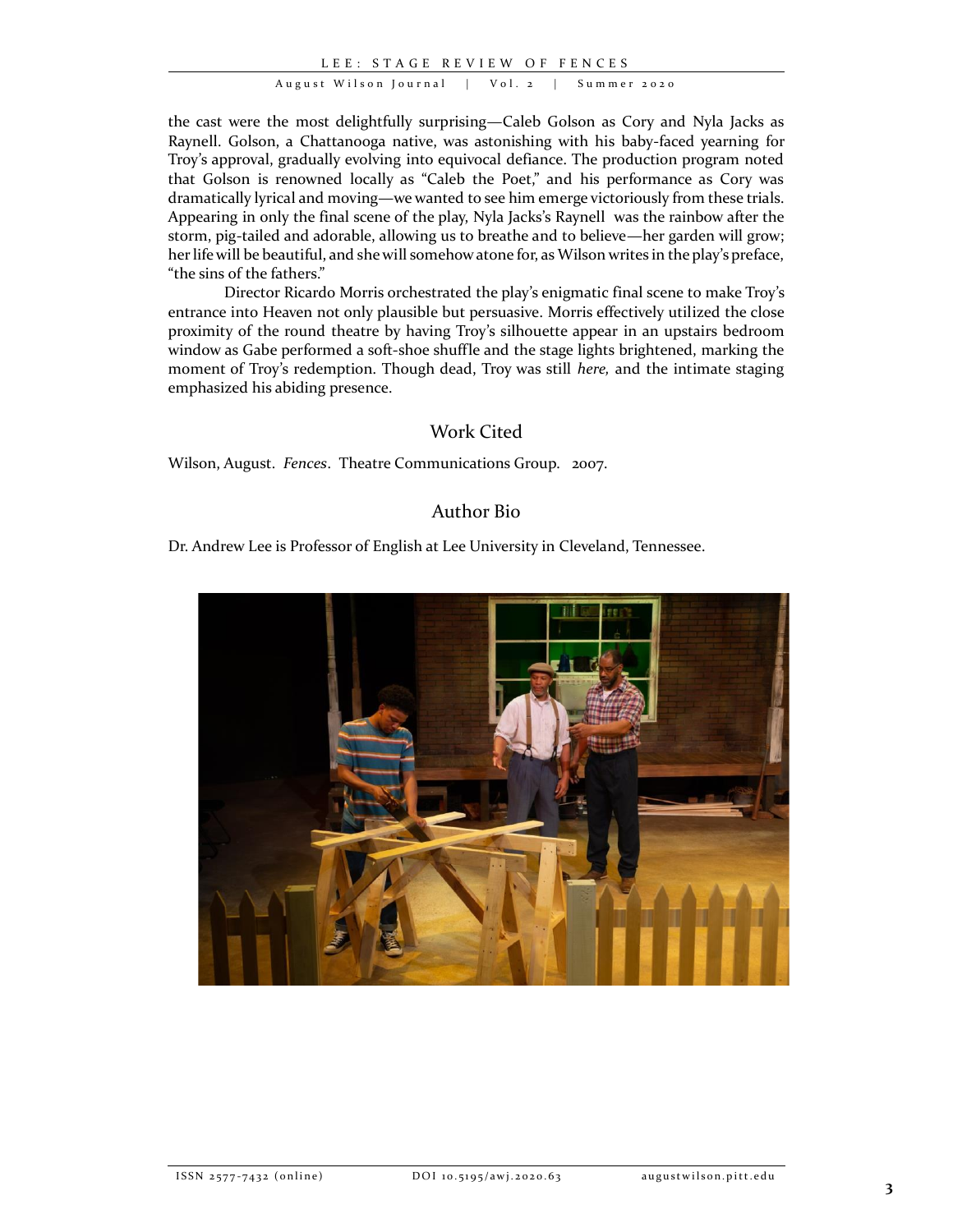the cast were the most delightfully surprising—Caleb Golson as Cory and Nyla Jacks as Raynell. Golson, a Chattanooga native, was astonishing with his baby-faced yearning for Troy's approval, gradually evolving into equivocal defiance. The production program noted that Golson is renowned locally as "Caleb the Poet," and his performance as Cory was dramatically lyrical and moving—we wanted to see him emerge victoriously from these trials. Appearing in only the final scene of the play, Nyla Jacks's Raynell was the rainbow after the storm, pig-tailed and adorable, allowing us to breathe and to believe—her garden will grow; her life will be beautiful, and she will somehow atone for, as Wilson writes in the play's preface, "the sins of the fathers."

Director Ricardo Morris orchestrated the play's enigmatic final scene to make Troy's entrance into Heaven not only plausible but persuasive. Morris effectively utilized the close proximity of the round theatre by having Troy's silhouette appear in an upstairs bedroom window as Gabe performed a soft-shoe shuffle and the stage lights brightened, marking the moment of Troy's redemption. Though dead, Troy was still *here,* and the intimate staging emphasized his abiding presence.

## Work Cited

Wilson, August. *Fences*. Theatre Communications Group. 2007.

## Author Bio

Dr. Andrew Lee is Professor of English at Lee University in Cleveland, Tennessee.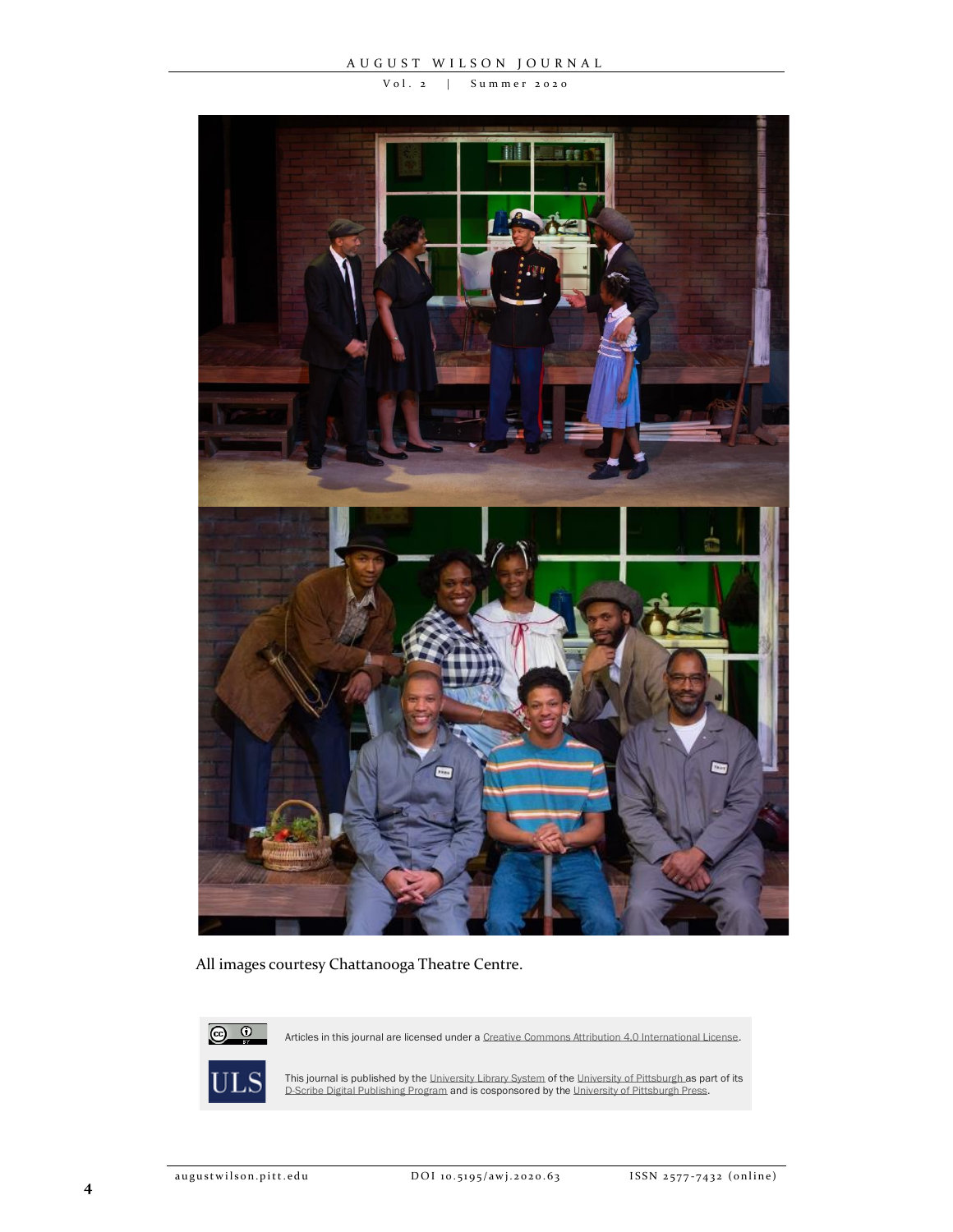All images courtesy Chattanooga Theatre Centre.

Articles in this journal are licensed under a Creative Commons Attribution 4.0 International License.

This journal is published by the University Library System of the University of Pittsburgh as part of its D-Scribe Digital Publishing Program and is cosponsored by the University of Pittsburgh Press.